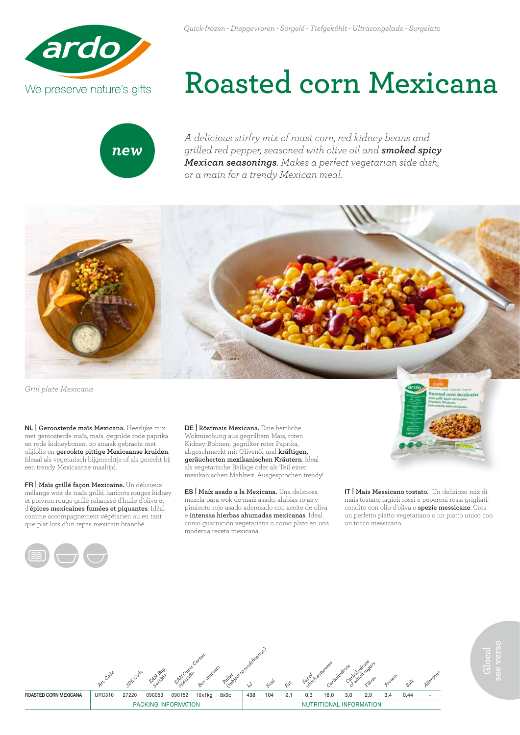*Quick-frozen - Diepgevroren - Surgelé - Tiefgekühlt - Ultracongelado - Surgelato*

We preserve nature's gifts

# Roasted corn Mexicana

**new**

*A delicious stirfry mix of roast corn, red kidney beans and grilled red pepper, seasoned with olive oil and **smoked spicy Mexican seasonings**. Makes a perfect vegetarian side dish, or a main for a trendy Mexican meal.*

*Grill plate Mexicana*

**NL | Geroosterde maïs Mexicana.** Heerlijke mix met geroosterde maïs, maïs, gegrilde rode paprika en rode kidneybonen, op smaak gebracht met olijfolie en **gerookte pittige Mexicaanse kruiden**. Ideaal als vegetarisch bijgerechtje of als gerecht bij een trendy Mexicaanse maaltijd.

**FR | Maïs grillé façon Mexicaine.** Un délicieux mélange wok de maïs grillé, haricots rouges kidney et poivron rouge grillé rehaussé d'huile d'olive et d'**épices mexicaines fumées et piquantes**. Idéal comme accompagnement végétarien ou en tant que plat lors d'un repas mexicain branché.

**DE | Röstmais Mexicana.** Eine herrliche Wokmischung aus gegrilltem Mais, roten Kidney-Bohnen, gegrillter roter Paprika, abgeschmeckt mit Olivenöl und **kräftigen, geräucherten mexikanischen Kräutern**. Ideal als vegetarische Beilage oder als Teil einer mexikanischen Mahlzeit. Ausgesprochen trendy!

**ES | Maíz asado a la Mexicana.** Una deliciosa mezcla para wok de maíz asado, alubias rojas y pimiento rojo asado aderezado con aceite de oliva e **intensas hierbas ahumadas mexicanas**. Ideal como guarnición vegetariana o como plato en una moderna receta mexicana.

**IT | Mais Messicano tostato.** Un delizioso mix di mais tostato, fagioli rossi e peperoni rossi grigliati, condito con olio d'oliva e **spezie messicane**. Crea un perfetto piatto vegetariano o un piatto unico con un tocco messicano.

| | PACKING INFORMATION | | | | | | NUTRITIONAL INFORMATION | | | | | | | | | | |
|---|---|---|---|---|---|---|---|---|---|---|---|---|---|---|---|---|---|
| | Art. Code | JDE Code | EAN Bag 541136- | EAN Outer Carton 0541136- | Box contents | Pallet (subject to modification) | kJ | Kcal | Fat | Fat of which saturates | Carbohydrate | Carbohydrate of which sugars | Fibres | Protein | Salt | Allergens |
| ROASTED CORN MEXICANA | URC310 | 27220 | 090053 | 090152 | 10x1kg | 8x9c | 438 | 104 | 2,1 | 0,3 | 16,0 | 3,0 | 2,9 | 3,4 | 0,44 | - |

Glocal
see verso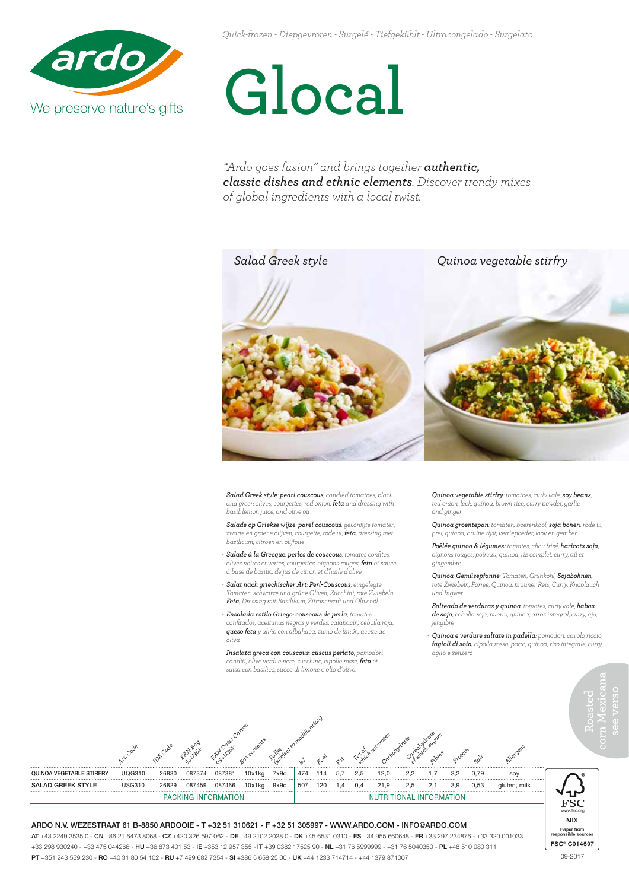We preserve nature's gifts

Quick-frozen - Diepgevroren - Surgelé - Tiefgekühlt - Ultracongelado - Surgelato

# Glocal

*"Ardo goes fusion" and brings together **authentic, classic dishes and ethnic elements**. Discover trendy mixes of global ingredients with a local twist.*

*Salad Greek style*

*Quinoa vegetable stirfry*

- ***Salad Greek style**: **pearl couscous**, candied tomatoes, black and green olives, courgettes, red onion, **feta** and dressing with basil, lemon juice, and olive oil*
- ***Salade op Griekse wijze**: **parel couscous**, gekonfijte tomaten, zwarte en groene olijven, courgette, rode ui, **feta**, dressing met basilicum, citroen en olijfolie*
- ***Salade à la Grecque**: **perles de couscous**, tomates confites, olives noires et vertes, courgettes, oignons rouges, **feta** et sauce à base de basilic, de jus de citron et d'huile d'olive*
- ***Salat nach griechischer Art**: **Perl-Couscous**, eingelegte Tomaten, schwarze und grüne Oliven, Zucchini, rote Zwiebeln, **Feta**, Dressing mit Basilikum, Zitronensaft und Olivenöl*
- ***Ensalada estilo Griego**: **couscous de perla**, tomates confitados, aceitunas negras y verdes, calabacín, cebolla roja, **queso feta** y aliño con albahaca, zumo de limón, aceite de oliva*
- ***Insalata greca con couscous**: **cuscus perlato**, pomodori canditi, olive verdi e nere, zucchine, cipolle rosse, **feta** et salsa con basilico, succo di limone e olio d'oliva*

- ***Quinoa vegetable stirfry**: tomatoes, curly kale, **soy beans**, red onion, leek, quinoa, brown rice, curry powder, garlic and ginger*
- ***Quinoa groentepan**: tomaten, boerenkool, **soja bonen**, rode ui, prei, quinoa, bruine rijst, kerriepoeder, look en gember*
- ***Poêlée quinoa & légumes**: tomates, chou frisé, **haricots soja**, oignons rouges, poireau, quinoa, riz complet, curry, ail et gingembre*
- ***Quinoa-Gemüsepfanne**: Tomaten, Grünkohl, **Sojabohnen**, rote Zwiebeln, Porree, Quinoa, brauner Reis, Curry, Knoblauch und Ingwer*
- ***Salteado de verduras y quinoa**: tomates, curly kale, **habas de soja**, cebolla roja, puerro, quinoa, arroz integral, curry, ajo, jengibre*
- ***Quinoa e verdure saltate in padella**: pomodori, cavolo riccio, **fagioli di soia**, cipolla rossa, porro, quinoa, riso integrale, curry, aglio e zenzero*

Roasted corn Mexicana see verso

| | Art. Code | IDF Code | EAN Bag 541361- | EAN Outer Carton 0541361- | Box contents | Pallet (subject to modification) | kJ | Kcal | Fat | Fat of which saturates | Carbohydrate | Carbohydrate of which sugars | Fibres | Protein | Salt | Allergens |
|---|---|---|---|---|---|---|---|---|---|---|---|---|---|---|---|---|
| QUINOA VEGETABLE STIRFRY | UQG310 | 26830 | 087374 | 087381 | 10x1kg | 7x9c | 474 | 114 | 5,7 | 2,5 | 12,0 | 2,2 | 1,7 | 3,2 | 0,79 | soy |
| SALAD GREEK STYLE | USG310 | 26829 | 087459 | 087466 | 10x1kg | 9x9c | 507 | 120 | 1,4 | 0,4 | 21,9 | 2,5 | 2,1 | 3,9 | 0,53 | gluten, milk |
| | PACKING INFORMATION | | | | | | NUTRITIONAL INFORMATION | | | | | | | | | |

**ARDO N.V. WEZESTRAAT 61 B-8850 ARDOOIE - T +32 51 310621 - F +32 51 305997 - WWW.ARDO.COM - INFO@ARDO.COM**

**AT** +43 2249 3535 0 - **CN** +86 21 6473 8068 - **CZ** +420 326 597 062 - **DE** +49 2102 2028 0 - **DK** +45 6531 0310 - **ES** +34 955 660648 - **FR** +33 297 234876 - +33 320 001033 +33 298 930240 - +33 475 044266 - **HU** +36 878 401 53 - **IE** +353 12 957 355 - **IT** +39 0382 17525 90 - **NL** +31 76 5999999 - +31 76 5040350 - **PL** +48 510 080 311 **PT** +351 243 559 230 - **RO** +40 31 80 54 102 - **RU** +7 499 682 7354 - **SI** +386 5 658 25 00 - **UK** +44 1233 714714 - +44 1379 871007

FSC www.fsc.org MIX Paper from responsible sources FSC® C014697

09-2017